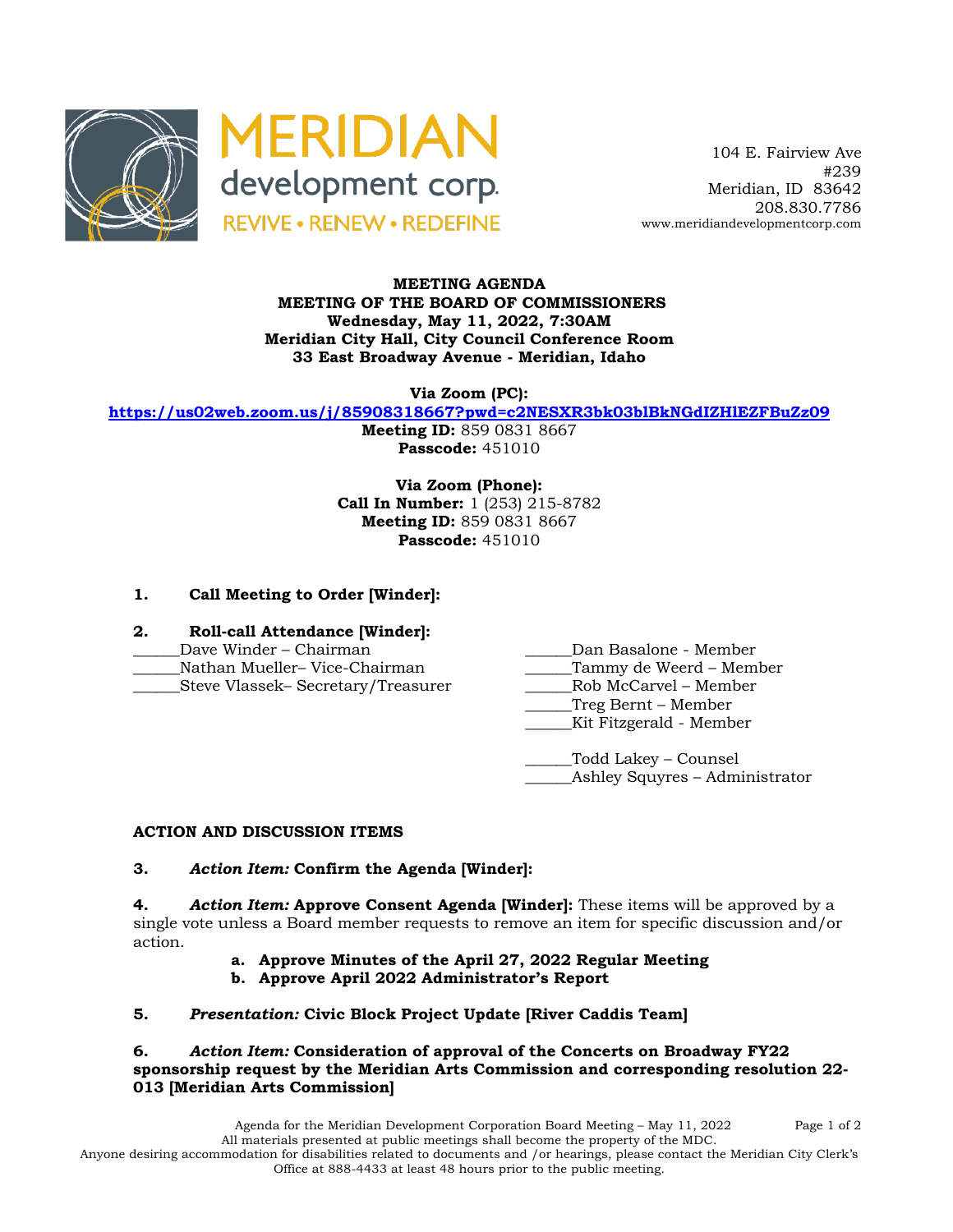MERIDIAN
development corp.
REVIVE • RENEW • REDEFINE

104 E. Fairview Ave
#239
Meridian, ID 83642
208.830.7786
www.meridiandevelopmentcorp.com

**MEETING AGENDA**
**MEETING OF THE BOARD OF COMMISSIONERS**
**Wednesday, May 11, 2022, 7:30AM**
**Meridian City Hall, City Council Conference Room**
**33 East Broadway Avenue - Meridian, Idaho**

**Via Zoom (PC):**
**https://us02web.zoom.us/j/85908318667?pwd=c2NESXR3bk03blBkNGdIZHlEZFBuZz09**
**Meeting ID:** 859 0831 8667
**Passcode:** 451010

**Via Zoom (Phone):**
**Call In Number:** 1 (253) 215-8782
**Meeting ID:** 859 0831 8667
**Passcode:** 451010

1. **Call Meeting to Order [Winder]:**

2. **Roll-call Attendance [Winder]:**

______Dave Winder – Chairman
______Nathan Mueller– Vice-Chairman
______Steve Vlassek– Secretary/Treasurer
______Dan Basalone - Member
______Tammy de Weerd – Member
______Rob McCarvel – Member
______Treg Bernt – Member
______Kit Fitzgerald - Member

______Todd Lakey – Counsel
______Ashley Squyres – Administrator

**ACTION AND DISCUSSION ITEMS**

3. ***Action Item:*** **Confirm the Agenda [Winder]:**

4. ***Action Item:*** **Approve Consent Agenda [Winder]:** These items will be approved by a single vote unless a Board member requests to remove an item for specific discussion and/or action.

   a. **Approve Minutes of the April 27, 2022 Regular Meeting**
   b. **Approve April 2022 Administrator's Report**

5. ***Presentation:*** **Civic Block Project Update [River Caddis Team]**

6. ***Action Item:*** **Consideration of approval of the Concerts on Broadway FY22 sponsorship request by the Meridian Arts Commission and corresponding resolution 22-013 [Meridian Arts Commission]**

All materials presented at public meetings shall become the property of the MDC.
Anyone desiring accommodation for disabilities related to documents and /or hearings, please contact the Meridian City Clerk's Office at 888-4433 at least 48 hours prior to the public meeting.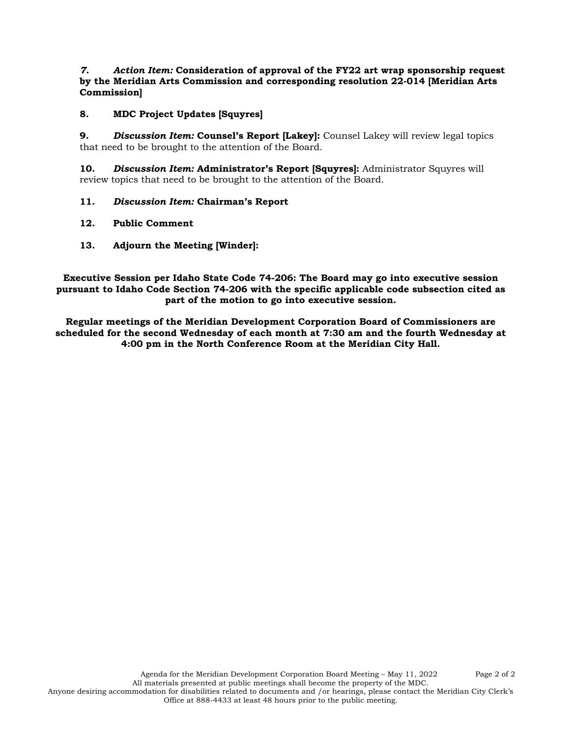*7.* ***Action Item:*** **Consideration of approval of the FY22 art wrap sponsorship request by the Meridian Arts Commission and corresponding resolution 22-014 [Meridian Arts Commission]**

**8. MDC Project Updates [Squyres]**

**9.** ***Discussion Item:*** **Counsel's Report [Lakey]:** Counsel Lakey will review legal topics that need to be brought to the attention of the Board.

**10.** ***Discussion Item:*** **Administrator's Report [Squyres]:** Administrator Squyres will review topics that need to be brought to the attention of the Board.

**11.** ***Discussion Item:*** **Chairman's Report**

**12. Public Comment**

**13. Adjourn the Meeting [Winder]:**

**Executive Session per Idaho State Code 74-206: The Board may go into executive session pursuant to Idaho Code Section 74-206 with the specific applicable code subsection cited as part of the motion to go into executive session.**

**Regular meetings of the Meridian Development Corporation Board of Commissioners are scheduled for the second Wednesday of each month at 7:30 am and the fourth Wednesday at 4:00 pm in the North Conference Room at the Meridian City Hall.**

Agenda for the Meridian Development Corporation Board Meeting – May 11, 2022

All materials presented at public meetings shall become the property of the MDC.

Anyone desiring accommodation for disabilities related to documents and /or hearings, please contact the Meridian City Clerk's Office at 888-4433 at least 48 hours prior to the public meeting.